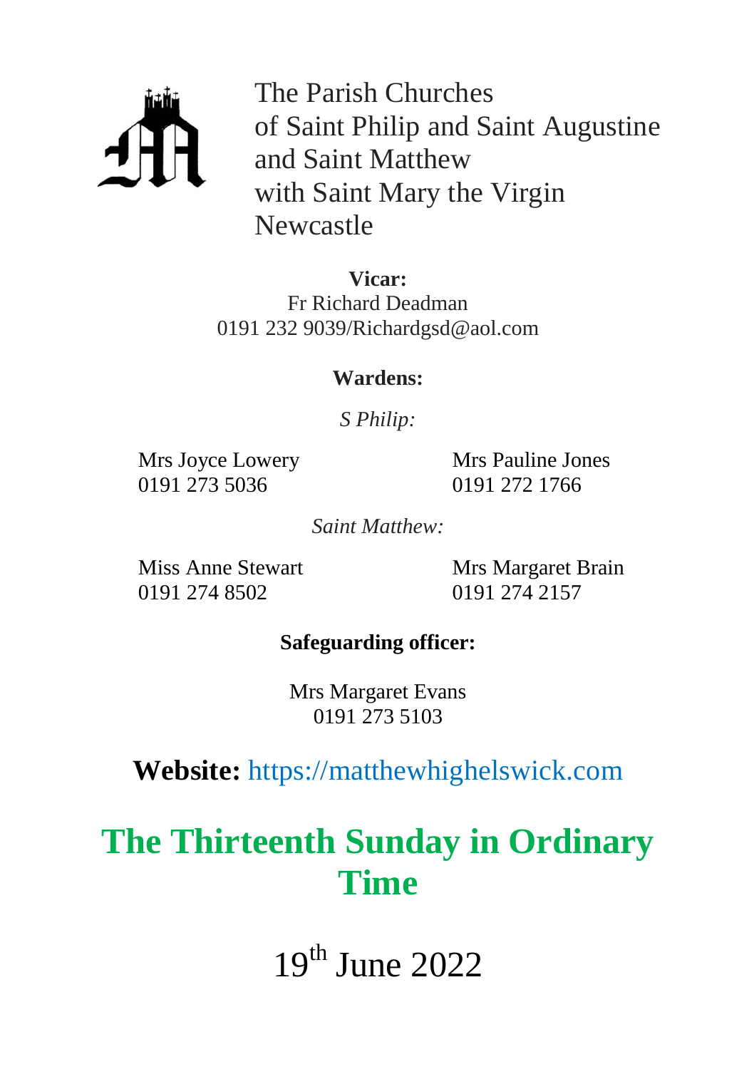The Parish Churches
of Saint Philip and Saint Augustine
and Saint Matthew
with Saint Mary the Virgin
Newcastle

**Vicar:**
Fr Richard Deadman
0191 232 9039/Richardgsd@aol.com

**Wardens:**

*S Philip:*

Mrs Joyce Lowery
0191 273 5036

Mrs Pauline Jones
0191 272 1766

*Saint Matthew:*

Miss Anne Stewart
0191 274 8502

Mrs Margaret Brain
0191 274 2157

**Safeguarding officer:**

Mrs Margaret Evans
0191 273 5103

**Website:** https://matthewhighelswick.com

# The Thirteenth Sunday in Ordinary Time

19th June 2022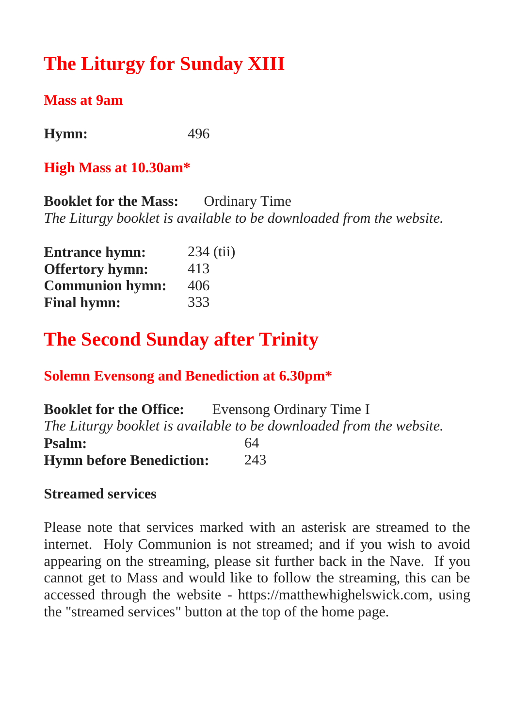# The Liturgy for Sunday XIII

### Mass at 9am

**Hymn:** 496

### High Mass at 10.30am*

**Booklet for the Mass:** Ordinary Time
*The Liturgy booklet is available to be downloaded from the website.*

| | |
|---|---|
| **Entrance hymn:** | 234 (tii) |
| **Offertory hymn:** | 413 |
| **Communion hymn:** | 406 |
| **Final hymn:** | 333 |

# The Second Sunday after Trinity

### Solemn Evensong and Benediction at 6.30pm*

**Booklet for the Office:** Evensong Ordinary Time I
*The Liturgy booklet is available to be downloaded from the website.*

| | |
|---|---|
| **Psalm:** | 64 |
| **Hymn before Benediction:** | 243 |

**Streamed services**

Please note that services marked with an asterisk are streamed to the internet. Holy Communion is not streamed; and if you wish to avoid appearing on the streaming, please sit further back in the Nave. If you cannot get to Mass and would like to follow the streaming, this can be accessed through the website - https://matthewhighelswick.com, using the "streamed services" button at the top of the home page.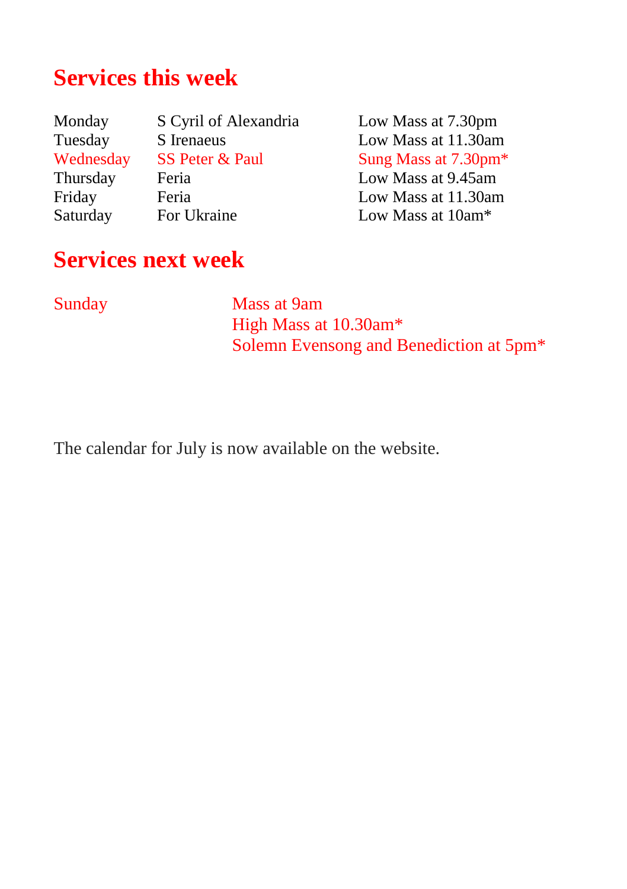## Services this week

| | | |
|---|---|---|
| Monday | S Cyril of Alexandria | Low Mass at 7.30pm |
| Tuesday | S Irenaeus | Low Mass at 11.30am |
| Wednesday | SS Peter & Paul | Sung Mass at 7.30pm* |
| Thursday | Feria | Low Mass at 9.45am |
| Friday | Feria | Low Mass at 11.30am |
| Saturday | For Ukraine | Low Mass at 10am* |

## Services next week

| | |
|---|---|
| Sunday | Mass at 9am |
| | High Mass at 10.30am* |
| | Solemn Evensong and Benediction at 5pm* |

The calendar for July is now available on the website.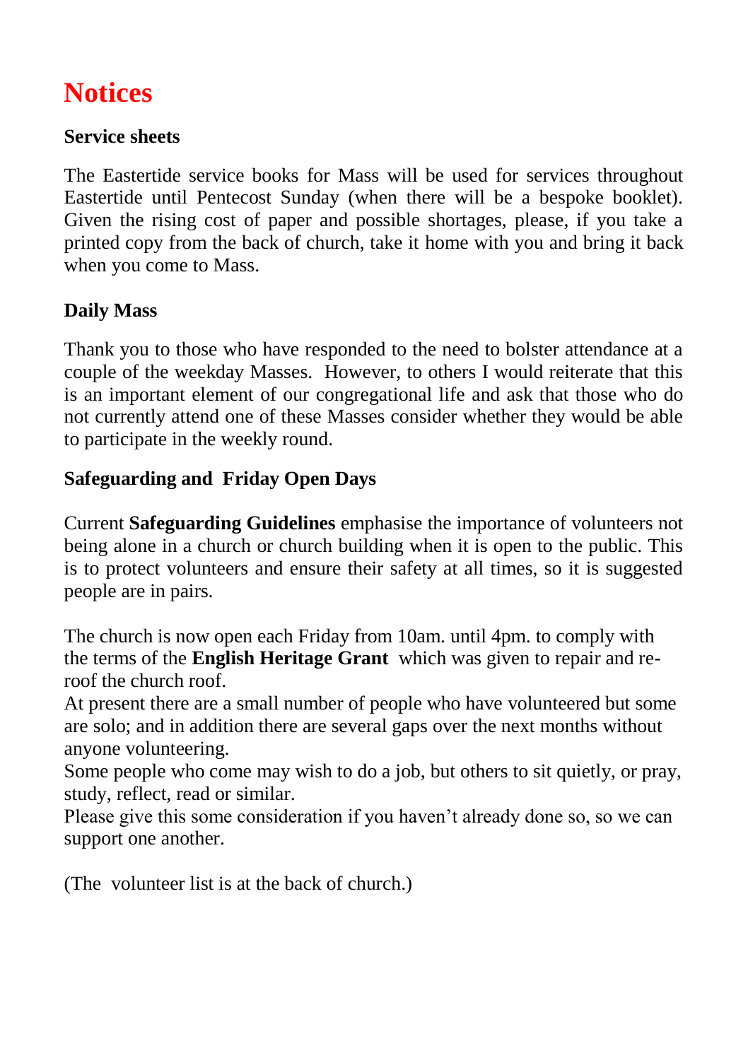# Notices

### Service sheets

The Eastertide service books for Mass will be used for services throughout Eastertide until Pentecost Sunday (when there will be a bespoke booklet). Given the rising cost of paper and possible shortages, please, if you take a printed copy from the back of church, take it home with you and bring it back when you come to Mass.

### Daily Mass

Thank you to those who have responded to the need to bolster attendance at a couple of the weekday Masses. However, to others I would reiterate that this is an important element of our congregational life and ask that those who do not currently attend one of these Masses consider whether they would be able to participate in the weekly round.

### Safeguarding and Friday Open Days

Current **Safeguarding Guidelines** emphasise the importance of volunteers not being alone in a church or church building when it is open to the public. This is to protect volunteers and ensure their safety at all times, so it is suggested people are in pairs.

The church is now open each Friday from 10am. until 4pm. to comply with the terms of the **English Heritage Grant** which was given to repair and re-roof the church roof.
At present there are a small number of people who have volunteered but some are solo; and in addition there are several gaps over the next months without anyone volunteering.
Some people who come may wish to do a job, but others to sit quietly, or pray, study, reflect, read or similar.
Please give this some consideration if you haven't already done so, so we can support one another.

(The volunteer list is at the back of church.)